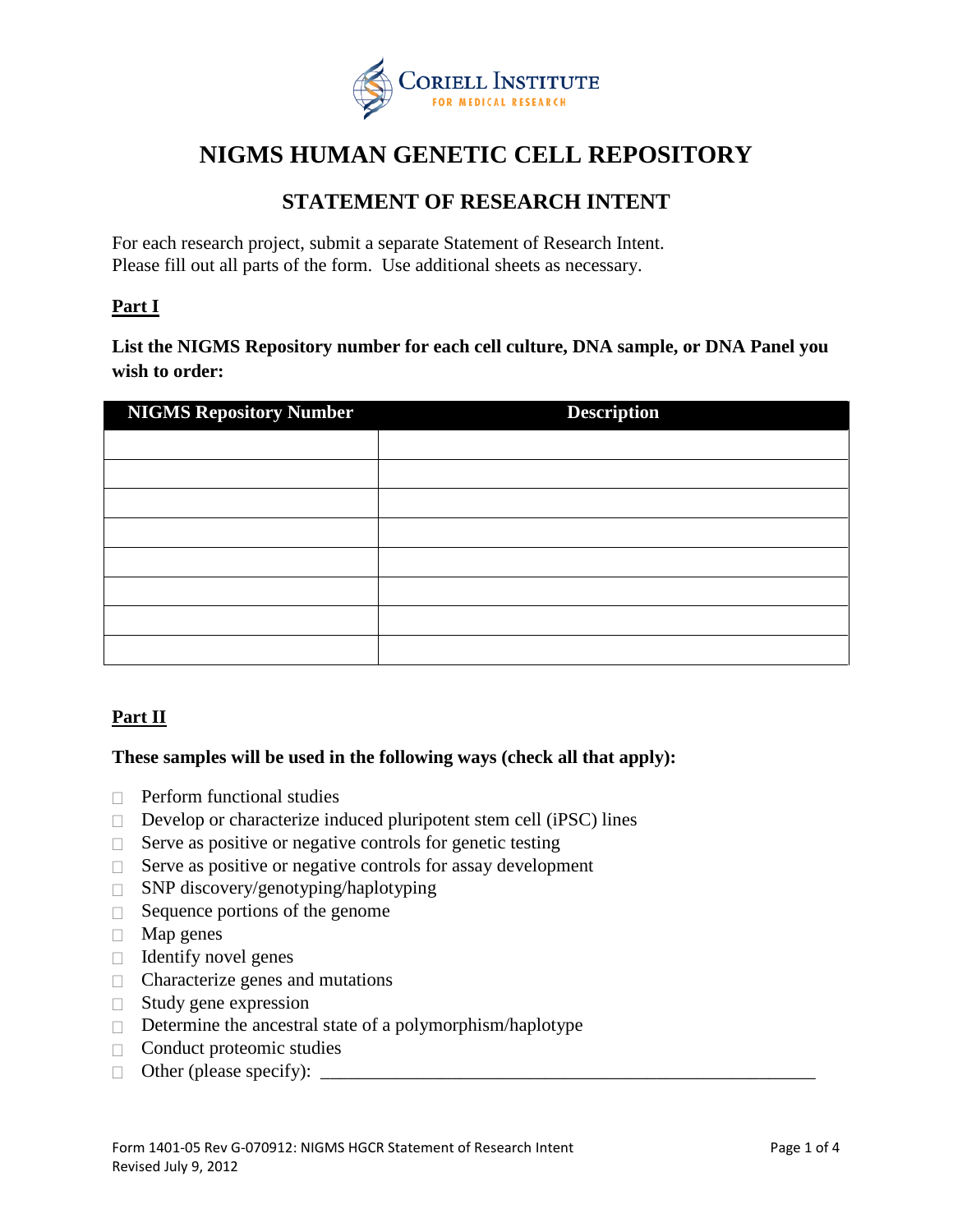Coriell Institute for Medical Research

# NIGMS HUMAN GENETIC CELL REPOSITORY

## STATEMENT OF RESEARCH INTENT

For each research project, submit a separate Statement of Research Intent.
Please fill out all parts of the form. Use additional sheets as necessary.

**Part I**

**List the NIGMS Repository number for each cell culture, DNA sample, or DNA Panel you wish to order:**

| NIGMS Repository Number | Description |
|---|---|
| | |
| | |
| | |
| | |
| | |
| | |
| | |
| | |

**Part II**

**These samples will be used in the following ways (check all that apply):**

- ☐ Perform functional studies
- ☐ Develop or characterize induced pluripotent stem cell (iPSC) lines
- ☐ Serve as positive or negative controls for genetic testing
- ☐ Serve as positive or negative controls for assay development
- ☐ SNP discovery/genotyping/haplotyping
- ☐ Sequence portions of the genome
- ☐ Map genes
- ☐ Identify novel genes
- ☐ Characterize genes and mutations
- ☐ Study gene expression
- ☐ Determine the ancestral state of a polymorphism/haplotype
- ☐ Conduct proteomic studies
- ☐ Other (please specify): _______________________________________________

Form 1401-05 Rev G-070912: NIGMS HGCR Statement of Research Intent
Revised July 9, 2012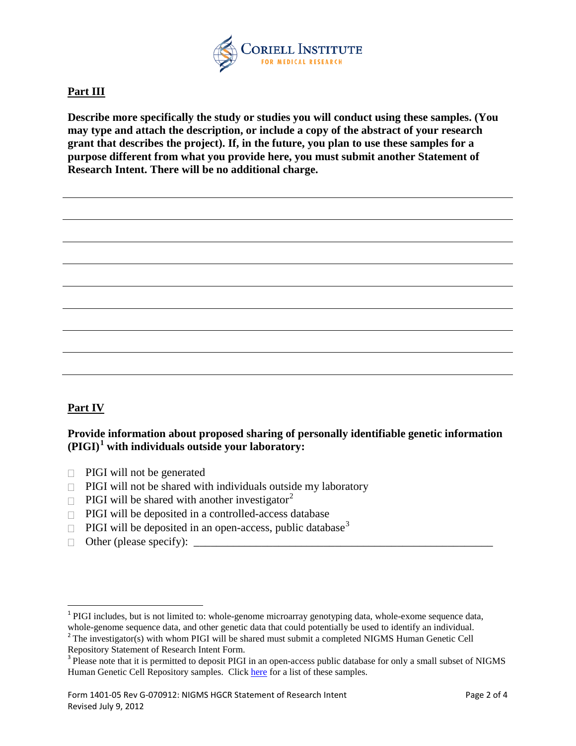## Part III

**Describe more specifically the study or studies you will conduct using these samples. (You may type and attach the description, or include a copy of the abstract of your research grant that describes the project). If, in the future, you plan to use these samples for a purpose different from what you provide here, you must submit another Statement of Research Intent. There will be no additional charge.**

______________________________________________________________________

______________________________________________________________________

______________________________________________________________________

______________________________________________________________________

______________________________________________________________________

______________________________________________________________________

______________________________________________________________________

______________________________________________________________________

## Part IV

**Provide information about proposed sharing of personally identifiable genetic information (PIGI)[1] with individuals outside your laboratory:**

- ☐ PIGI will not be generated
- ☐ PIGI will not be shared with individuals outside my laboratory
- ☐ PIGI will be shared with another investigator[2]
- ☐ PIGI will be deposited in a controlled-access database
- ☐ PIGI will be deposited in an open-access, public database[3]
- ☐ Other (please specify): _____________________________________________________

---

[1] PIGI includes, but is not limited to: whole-genome microarray genotyping data, whole-exome sequence data, whole-genome sequence data, and other genetic data that could potentially be used to identify an individual.

[2] The investigator(s) with whom PIGI will be shared must submit a completed NIGMS Human Genetic Cell Repository Statement of Research Intent Form.

[3] Please note that it is permitted to deposit PIGI in an open-access public database for only a small subset of NIGMS Human Genetic Cell Repository samples. Click here for a list of these samples.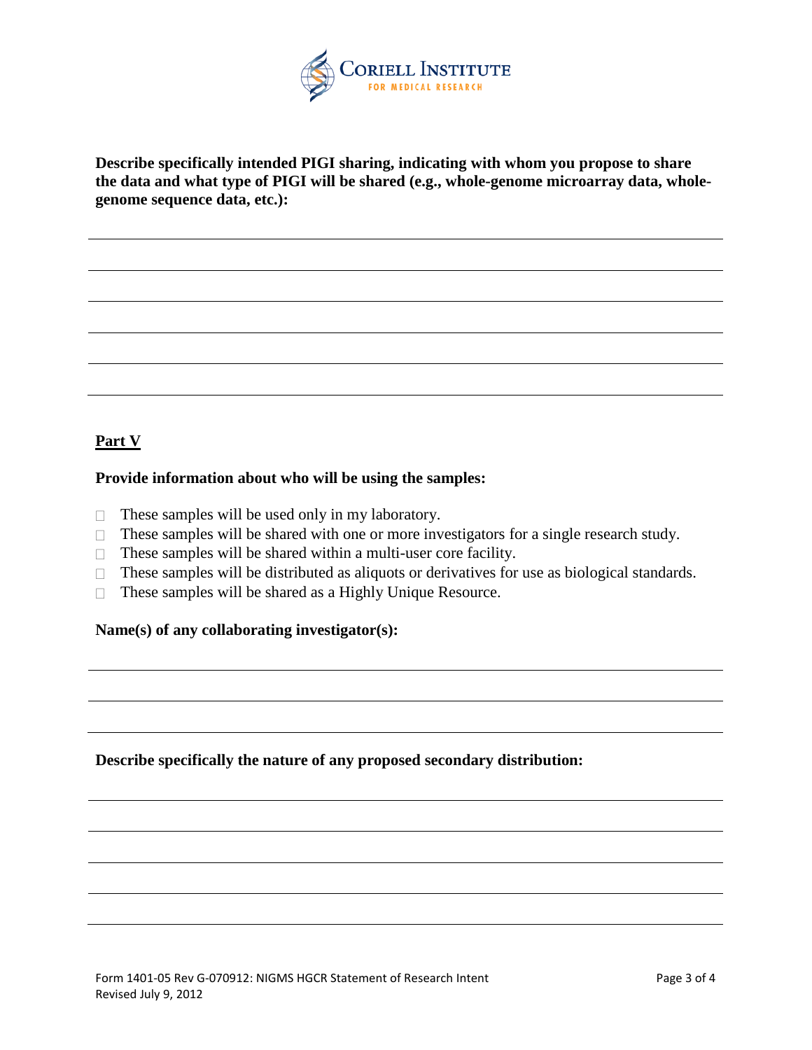**Describe specifically intended PIGI sharing, indicating with whom you propose to share the data and what type of PIGI will be shared (e.g., whole-genome microarray data, whole-genome sequence data, etc.):**

## Part V

**Provide information about who will be using the samples:**

- ☐ These samples will be used only in my laboratory.
- ☐ These samples will be shared with one or more investigators for a single research study.
- ☐ These samples will be shared within a multi-user core facility.
- ☐ These samples will be distributed as aliquots or derivatives for use as biological standards.
- ☐ These samples will be shared as a Highly Unique Resource.

**Name(s) of any collaborating investigator(s):**

**Describe specifically the nature of any proposed secondary distribution:**

Form 1401-05 Rev G-070912: NIGMS HGCR Statement of Research Intent
Revised July 9, 2012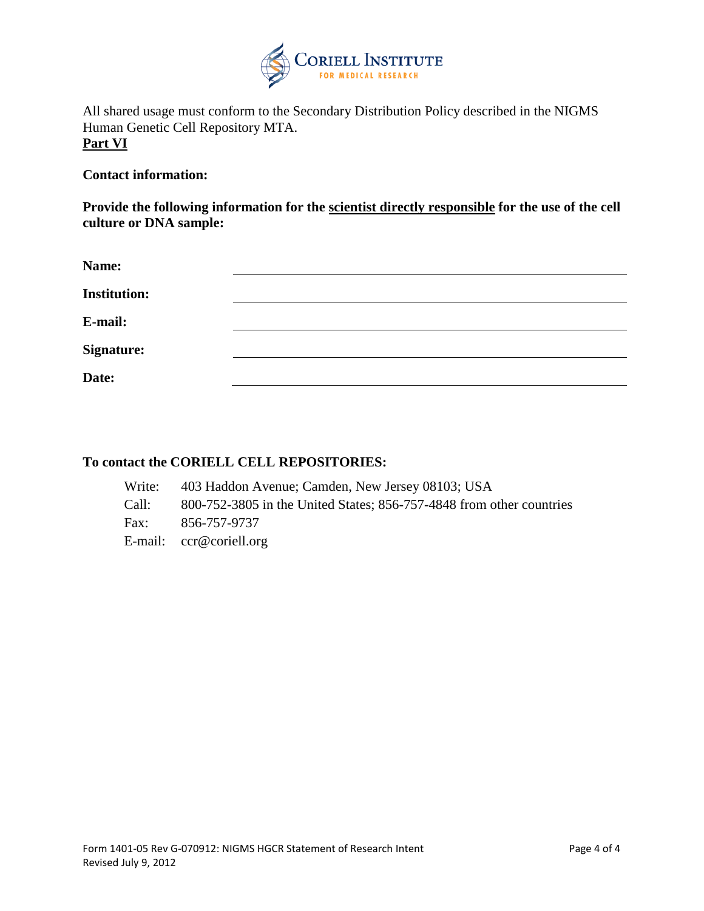All shared usage must conform to the Secondary Distribution Policy described in the NIGMS Human Genetic Cell Repository MTA.

**Part VI**

**Contact information:**

**Provide the following information for the scientist directly responsible for the use of the cell culture or DNA sample:**

**Name:** ______________________________

**Institution:** ______________________________

**E-mail:** ______________________________

**Signature:** ______________________________

**Date:** ______________________________

**To contact the CORIELL CELL REPOSITORIES:**

Write: 403 Haddon Avenue; Camden, New Jersey 08103; USA

Call: 800-752-3805 in the United States; 856-757-4848 from other countries

Fax: 856-757-9737

E-mail: ccr@coriell.org